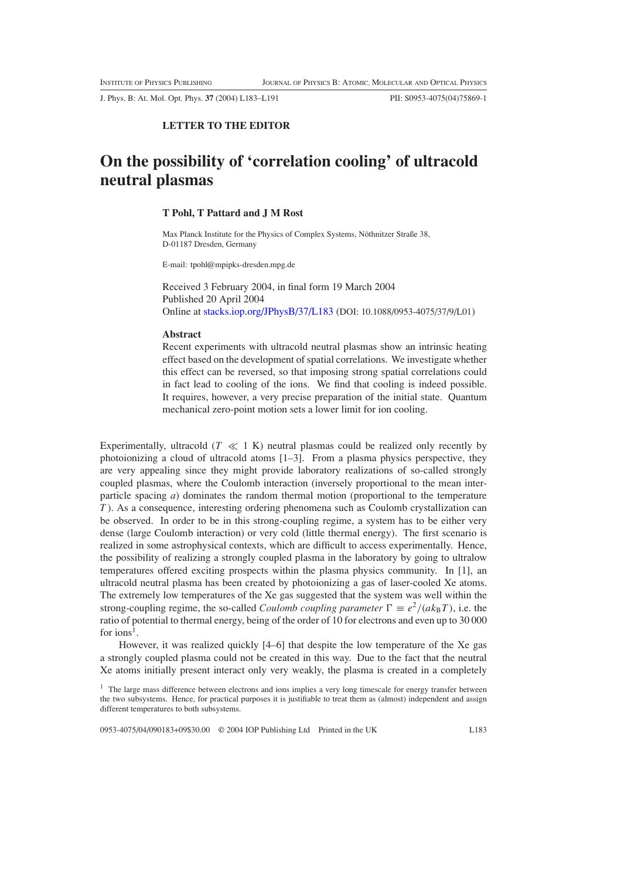LETTER TO THE EDITOR

# On the possibility of 'correlation cooling' of ultracold neutral plasmas

**T Pohl, T Pattard and J M Rost**

Max Planck Institute for the Physics of Complex Systems, Nöthnitzer Straße 38, D-01187 Dresden, Germany

E-mail: tpohl@mpipks-dresden.mpg.de

Received 3 February 2004, in final form 19 March 2004
Published 20 April 2004
Online at stacks.iop.org/JPhysB/37/L183 (DOI: 10.1088/0953-4075/37/9/L01)

## Abstract

Recent experiments with ultracold neutral plasmas show an intrinsic heating effect based on the development of spatial correlations. We investigate whether this effect can be reversed, so that imposing strong spatial correlations could in fact lead to cooling of the ions. We find that cooling is indeed possible. It requires, however, a very precise preparation of the initial state. Quantum mechanical zero-point motion sets a lower limit for ion cooling.

Experimentally, ultracold ($T \ll 1$ K) neutral plasmas could be realized only recently by photoionizing a cloud of ultracold atoms [1–3]. From a plasma physics perspective, they are very appealing since they might provide laboratory realizations of so-called strongly coupled plasmas, where the Coulomb interaction (inversely proportional to the mean inter-particle spacing $a$) dominates the random thermal motion (proportional to the temperature $T$). As a consequence, interesting ordering phenomena such as Coulomb crystallization can be observed. In order to be in this strong-coupling regime, a system has to be either very dense (large Coulomb interaction) or very cold (little thermal energy). The first scenario is realized in some astrophysical contexts, which are difficult to access experimentally. Hence, the possibility of realizing a strongly coupled plasma in the laboratory by going to ultralow temperatures offered exciting prospects within the plasma physics community. In [1], an ultracold neutral plasma has been created by photoionizing a gas of laser-cooled Xe atoms. The extremely low temperatures of the Xe gas suggested that the system was well within the strong-coupling regime, the so-called *Coulomb coupling parameter* $\Gamma \equiv e^2/(ak_\mathrm{B}T)$, i.e. the ratio of potential to thermal energy, being of the order of 10 for electrons and even up to 30 000 for ions[1].

However, it was realized quickly [4–6] that despite the low temperature of the Xe gas a strongly coupled plasma could not be created in this way. Due to the fact that the neutral Xe atoms initially present interact only very weakly, the plasma is created in a completely

[1] The large mass difference between electrons and ions implies a very long timescale for energy transfer between the two subsystems. Hence, for practical purposes it is justifiable to treat them as (almost) independent and assign different temperatures to both subsystems.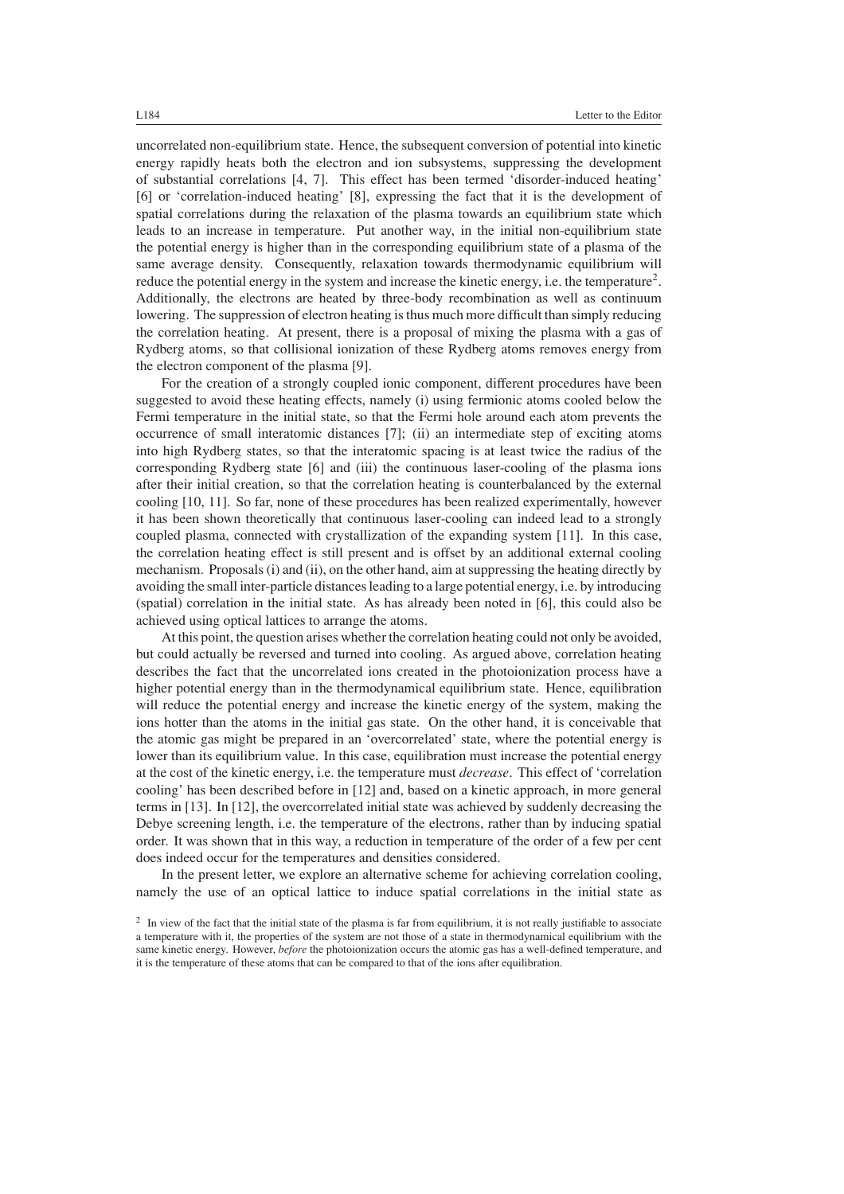uncorrelated non-equilibrium state. Hence, the subsequent conversion of potential into kinetic energy rapidly heats both the electron and ion subsystems, suppressing the development of substantial correlations [4, 7]. This effect has been termed 'disorder-induced heating' [6] or 'correlation-induced heating' [8], expressing the fact that it is the development of spatial correlations during the relaxation of the plasma towards an equilibrium state which leads to an increase in temperature. Put another way, in the initial non-equilibrium state the potential energy is higher than in the corresponding equilibrium state of a plasma of the same average density. Consequently, relaxation towards thermodynamic equilibrium will reduce the potential energy in the system and increase the kinetic energy, i.e. the temperature[2]. Additionally, the electrons are heated by three-body recombination as well as continuum lowering. The suppression of electron heating is thus much more difficult than simply reducing the correlation heating. At present, there is a proposal of mixing the plasma with a gas of Rydberg atoms, so that collisional ionization of these Rydberg atoms removes energy from the electron component of the plasma [9].

For the creation of a strongly coupled ionic component, different procedures have been suggested to avoid these heating effects, namely (i) using fermionic atoms cooled below the Fermi temperature in the initial state, so that the Fermi hole around each atom prevents the occurrence of small interatomic distances [7]; (ii) an intermediate step of exciting atoms into high Rydberg states, so that the interatomic spacing is at least twice the radius of the corresponding Rydberg state [6] and (iii) the continuous laser-cooling of the plasma ions after their initial creation, so that the correlation heating is counterbalanced by the external cooling [10, 11]. So far, none of these procedures has been realized experimentally, however it has been shown theoretically that continuous laser-cooling can indeed lead to a strongly coupled plasma, connected with crystallization of the expanding system [11]. In this case, the correlation heating effect is still present and is offset by an additional external cooling mechanism. Proposals (i) and (ii), on the other hand, aim at suppressing the heating directly by avoiding the small inter-particle distances leading to a large potential energy, i.e. by introducing (spatial) correlation in the initial state. As has already been noted in [6], this could also be achieved using optical lattices to arrange the atoms.

At this point, the question arises whether the correlation heating could not only be avoided, but could actually be reversed and turned into cooling. As argued above, correlation heating describes the fact that the uncorrelated ions created in the photoionization process have a higher potential energy than in the thermodynamical equilibrium state. Hence, equilibration will reduce the potential energy and increase the kinetic energy of the system, making the ions hotter than the atoms in the initial gas state. On the other hand, it is conceivable that the atomic gas might be prepared in an 'overcorrelated' state, where the potential energy is lower than its equilibrium value. In this case, equilibration must increase the potential energy at the cost of the kinetic energy, i.e. the temperature must *decrease*. This effect of 'correlation cooling' has been described before in [12] and, based on a kinetic approach, in more general terms in [13]. In [12], the overcorrelated initial state was achieved by suddenly decreasing the Debye screening length, i.e. the temperature of the electrons, rather than by inducing spatial order. It was shown that in this way, a reduction in temperature of the order of a few per cent does indeed occur for the temperatures and densities considered.

In the present letter, we explore an alternative scheme for achieving correlation cooling, namely the use of an optical lattice to induce spatial correlations in the initial state as

[2] In view of the fact that the initial state of the plasma is far from equilibrium, it is not really justifiable to associate a temperature with it, the properties of the system are not those of a state in thermodynamical equilibrium with the same kinetic energy. However, *before* the photoionization occurs the atomic gas has a well-defined temperature, and it is the temperature of these atoms that can be compared to that of the ions after equilibration.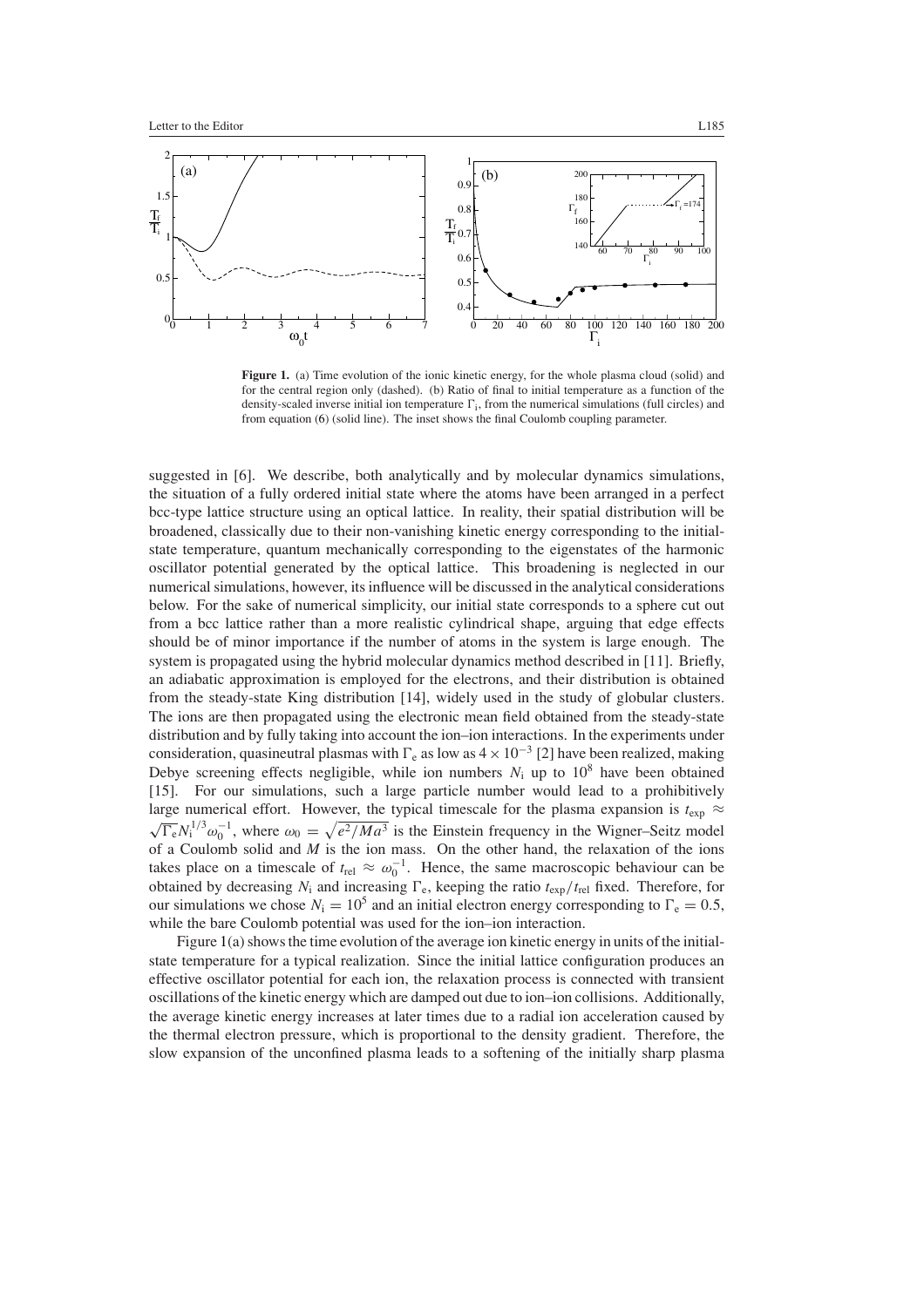**Figure 1.** (a) Time evolution of the ionic kinetic energy, for the whole plasma cloud (solid) and for the central region only (dashed). (b) Ratio of final to initial temperature as a function of the density-scaled inverse initial ion temperature $\Gamma_i$, from the numerical simulations (full circles) and from equation (6) (solid line). The inset shows the final Coulomb coupling parameter.

suggested in [6]. We describe, both analytically and by molecular dynamics simulations, the situation of a fully ordered initial state where the atoms have been arranged in a perfect bcc-type lattice structure using an optical lattice. In reality, their spatial distribution will be broadened, classically due to their non-vanishing kinetic energy corresponding to the initial-state temperature, quantum mechanically corresponding to the eigenstates of the harmonic oscillator potential generated by the optical lattice. This broadening is neglected in our numerical simulations, however, its influence will be discussed in the analytical considerations below. For the sake of numerical simplicity, our initial state corresponds to a sphere cut out from a bcc lattice rather than a more realistic cylindrical shape, arguing that edge effects should be of minor importance if the number of atoms in the system is large enough. The system is propagated using the hybrid molecular dynamics method described in [11]. Briefly, an adiabatic approximation is employed for the electrons, and their distribution is obtained from the steady-state King distribution [14], widely used in the study of globular clusters. The ions are then propagated using the electronic mean field obtained from the steady-state distribution and by fully taking into account the ion–ion interactions. In the experiments under consideration, quasineutral plasmas with $\Gamma_e$ as low as $4 \times 10^{-3}$ [2] have been realized, making Debye screening effects negligible, while ion numbers $N_i$ up to $10^8$ have been obtained [15]. For our simulations, such a large particle number would lead to a prohibitively large numerical effort. However, the typical timescale for the plasma expansion is $t_{exp} \approx \sqrt{\Gamma_e} N_i^{1/3} \omega_0^{-1}$, where $\omega_0 = \sqrt{e^2/Ma^3}$ is the Einstein frequency in the Wigner–Seitz model of a Coulomb solid and $M$ is the ion mass. On the other hand, the relaxation of the ions takes place on a timescale of $t_{rel} \approx \omega_0^{-1}$. Hence, the same macroscopic behaviour can be obtained by decreasing $N_i$ and increasing $\Gamma_e$, keeping the ratio $t_{exp}/t_{rel}$ fixed. Therefore, for our simulations we chose $N_i = 10^5$ and an initial electron energy corresponding to $\Gamma_e = 0.5$, while the bare Coulomb potential was used for the ion–ion interaction.

Figure 1(a) shows the time evolution of the average ion kinetic energy in units of the initial-state temperature for a typical realization. Since the initial lattice configuration produces an effective oscillator potential for each ion, the relaxation process is connected with transient oscillations of the kinetic energy which are damped out due to ion–ion collisions. Additionally, the average kinetic energy increases at later times due to a radial ion acceleration caused by the thermal electron pressure, which is proportional to the density gradient. Therefore, the slow expansion of the unconfined plasma leads to a softening of the initially sharp plasma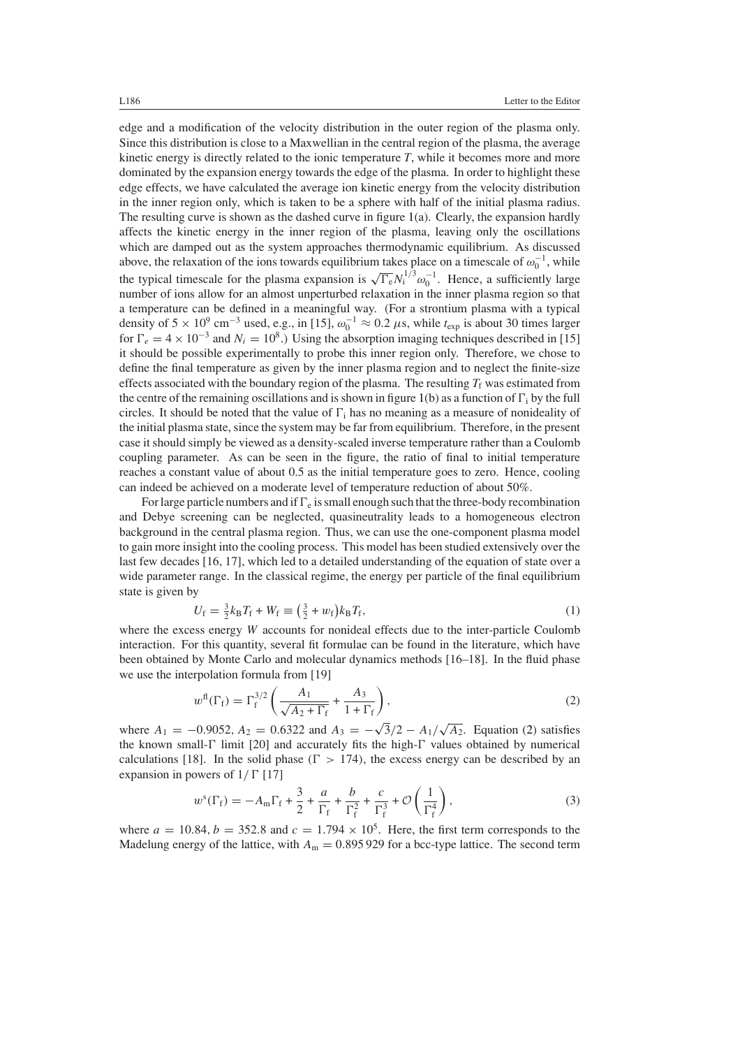edge and a modification of the velocity distribution in the outer region of the plasma only. Since this distribution is close to a Maxwellian in the central region of the plasma, the average kinetic energy is directly related to the ionic temperature $T$, while it becomes more and more dominated by the expansion energy towards the edge of the plasma. In order to highlight these edge effects, we have calculated the average ion kinetic energy from the velocity distribution in the inner region only, which is taken to be a sphere with half of the initial plasma radius. The resulting curve is shown as the dashed curve in figure 1(a). Clearly, the expansion hardly affects the kinetic energy in the inner region of the plasma, leaving only the oscillations which are damped out as the system approaches thermodynamic equilibrium. As discussed above, the relaxation of the ions towards equilibrium takes place on a timescale of $\omega_0^{-1}$, while the typical timescale for the plasma expansion is $\sqrt{\Gamma_e} N_i^{1/3} \omega_0^{-1}$. Hence, a sufficiently large number of ions allow for an almost unperturbed relaxation in the inner plasma region so that a temperature can be defined in a meaningful way. (For a strontium plasma with a typical density of $5 \times 10^9$ cm$^{-3}$ used, e.g., in [15], $\omega_0^{-1} \approx 0.2$ μs, while $t_{\rm exp}$ is about 30 times larger for $\Gamma_e = 4 \times 10^{-3}$ and $N_i = 10^8$.) Using the absorption imaging techniques described in [15] it should be possible experimentally to probe this inner region only. Therefore, we chose to define the final temperature as given by the inner plasma region and to neglect the finite-size effects associated with the boundary region of the plasma. The resulting $T_{\rm f}$ was estimated from the centre of the remaining oscillations and is shown in figure 1(b) as a function of $\Gamma_{\rm i}$ by the full circles. It should be noted that the value of $\Gamma_{\rm i}$ has no meaning as a measure of nonideality of the initial plasma state, since the system may be far from equilibrium. Therefore, in the present case it should simply be viewed as a density-scaled inverse temperature rather than a Coulomb coupling parameter. As can be seen in the figure, the ratio of final to initial temperature reaches a constant value of about 0.5 as the initial temperature goes to zero. Hence, cooling can indeed be achieved on a moderate level of temperature reduction of about 50%.

For large particle numbers and if $\Gamma_{\rm e}$ is small enough such that the three-body recombination and Debye screening can be neglected, quasineutrality leads to a homogeneous electron background in the central plasma region. Thus, we can use the one-component plasma model to gain more insight into the cooling process. This model has been studied extensively over the last few decades [16, 17], which led to a detailed understanding of the equation of state over a wide parameter range. In the classical regime, the energy per particle of the final equilibrium state is given by

$$U_{\rm f} = \tfrac{3}{2} k_{\rm B} T_{\rm f} + W_{\rm f} \equiv \left(\tfrac{3}{2} + w_{\rm f}\right) k_{\rm B} T_{\rm f}, \tag{1}$$

where the excess energy $W$ accounts for nonideal effects due to the inter-particle Coulomb interaction. For this quantity, several fit formulae can be found in the literature, which have been obtained by Monte Carlo and molecular dynamics methods [16–18]. In the fluid phase we use the interpolation formula from [19]

$$w^{\rm fl}(\Gamma_{\rm f}) = \Gamma_{\rm f}^{3/2} \left( \frac{A_1}{\sqrt{A_2 + \Gamma_{\rm f}}} + \frac{A_3}{1 + \Gamma_{\rm f}} \right), \tag{2}$$

where $A_1 = -0.9052$, $A_2 = 0.6322$ and $A_3 = -\sqrt{3}/2 - A_1/\sqrt{A_2}$. Equation (2) satisfies the known small-$\Gamma$ limit [20] and accurately fits the high-$\Gamma$ values obtained by numerical calculations [18]. In the solid phase ($\Gamma > 174$), the excess energy can be described by an expansion in powers of $1/\Gamma$ [17]

$$w^{\rm s}(\Gamma_{\rm f}) = -A_{\rm m}\Gamma_{\rm f} + \frac{3}{2} + \frac{a}{\Gamma_{\rm f}} + \frac{b}{\Gamma_{\rm f}^2} + \frac{c}{\Gamma_{\rm f}^3} + \mathcal{O}\left(\frac{1}{\Gamma_{\rm f}^4}\right), \tag{3}$$

where $a = 10.84$, $b = 352.8$ and $c = 1.794 \times 10^5$. Here, the first term corresponds to the Madelung energy of the lattice, with $A_{\rm m} = 0.895\,929$ for a bcc-type lattice. The second term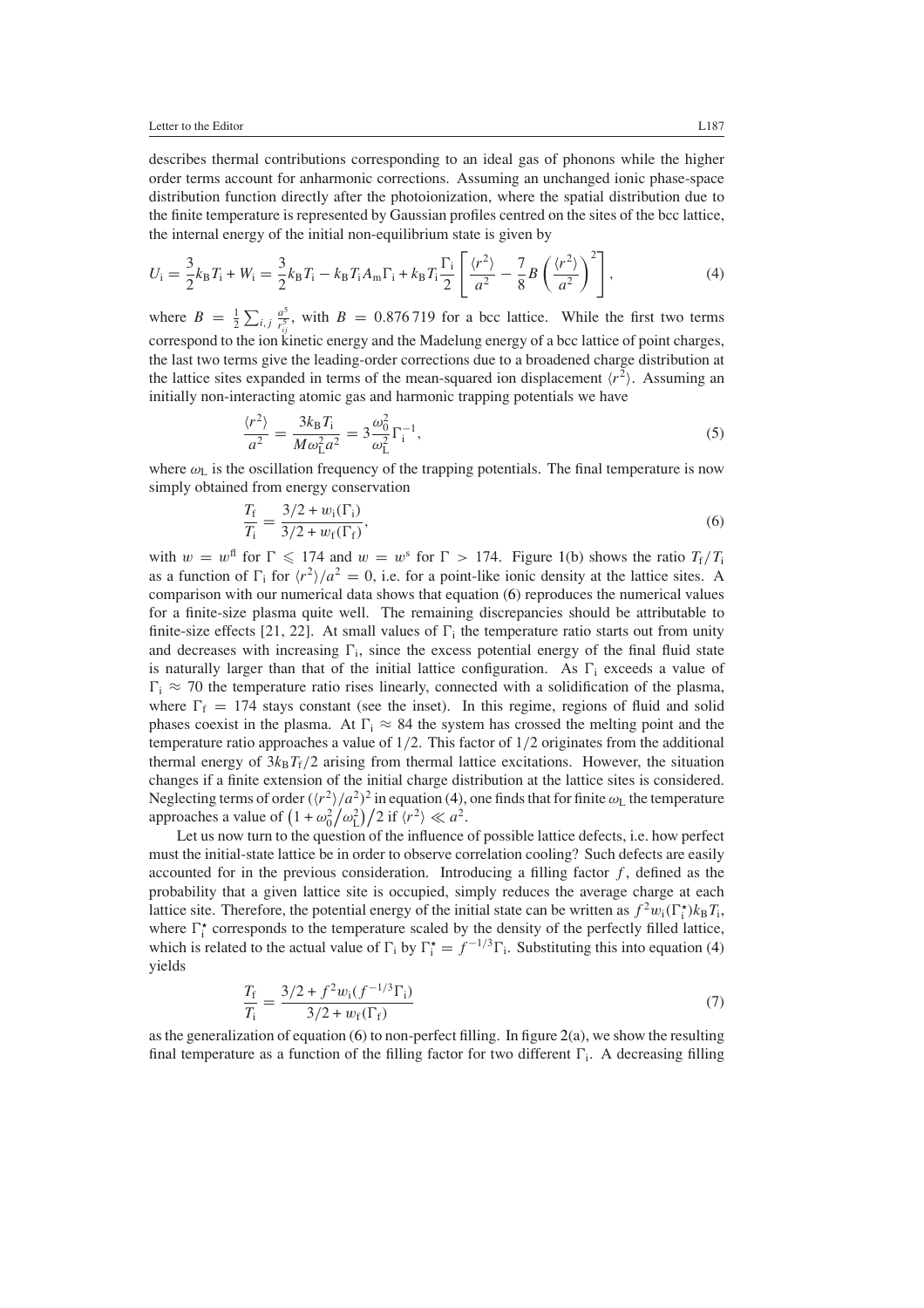describes thermal contributions corresponding to an ideal gas of phonons while the higher order terms account for anharmonic corrections. Assuming an unchanged ionic phase-space distribution function directly after the photoionization, where the spatial distribution due to the finite temperature is represented by Gaussian profiles centred on the sites of the bcc lattice, the internal energy of the initial non-equilibrium state is given by

$$U_{\rm i} = \frac{3}{2}k_{\rm B}T_{\rm i} + W_{\rm i} = \frac{3}{2}k_{\rm B}T_{\rm i} - k_{\rm B}T_{\rm i}A_{\rm m}\Gamma_{\rm i} + k_{\rm B}T_{\rm i}\frac{\Gamma_{\rm i}}{2}\left[\frac{\langle r^2\rangle}{a^2} - \frac{7}{8}B\left(\frac{\langle r^2\rangle}{a^2}\right)^2\right], \tag{4}$$

where $B = \frac{1}{2}\sum_{i,j}\frac{a^5}{r_{ij}^5}$, with $B = 0.876\,719$ for a bcc lattice. While the first two terms correspond to the ion kinetic energy and the Madelung energy of a bcc lattice of point charges, the last two terms give the leading-order corrections due to a broadened charge distribution at the lattice sites expanded in terms of the mean-squared ion displacement $\langle r^2\rangle$. Assuming an initially non-interacting atomic gas and harmonic trapping potentials we have

$$\frac{\langle r^2\rangle}{a^2} = \frac{3k_{\rm B}T_{\rm i}}{M\omega_{\rm L}^2a^2} = 3\frac{\omega_0^2}{\omega_{\rm L}^2}\Gamma_{\rm i}^{-1}, \tag{5}$$

where $\omega_{\rm L}$ is the oscillation frequency of the trapping potentials. The final temperature is now simply obtained from energy conservation

$$\frac{T_{\rm f}}{T_{\rm i}} = \frac{3/2 + w_{\rm i}(\Gamma_{\rm i})}{3/2 + w_{\rm f}(\Gamma_{\rm f})}, \tag{6}$$

with $w = w^{\rm fl}$ for $\Gamma \leqslant 174$ and $w = w^{\rm s}$ for $\Gamma > 174$. Figure 1(b) shows the ratio $T_{\rm f}/T_{\rm i}$ as a function of $\Gamma_{\rm i}$ for $\langle r^2\rangle/a^2 = 0$, i.e. for a point-like ionic density at the lattice sites. A comparison with our numerical data shows that equation (6) reproduces the numerical values for a finite-size plasma quite well. The remaining discrepancies should be attributable to finite-size effects [21, 22]. At small values of $\Gamma_{\rm i}$ the temperature ratio starts out from unity and decreases with increasing $\Gamma_{\rm i}$, since the excess potential energy of the final fluid state is naturally larger than that of the initial lattice configuration. As $\Gamma_{\rm i}$ exceeds a value of $\Gamma_{\rm i} \approx 70$ the temperature ratio rises linearly, connected with a solidification of the plasma, where $\Gamma_{\rm f} = 174$ stays constant (see the inset). In this regime, regions of fluid and solid phases coexist in the plasma. At $\Gamma_{\rm i} \approx 84$ the system has crossed the melting point and the temperature ratio approaches a value of $1/2$. This factor of $1/2$ originates from the additional thermal energy of $3k_{\rm B}T_{\rm f}/2$ arising from thermal lattice excitations. However, the situation changes if a finite extension of the initial charge distribution at the lattice sites is considered. Neglecting terms of order $(\langle r^2\rangle/a^2)^2$ in equation (4), one finds that for finite $\omega_{\rm L}$ the temperature approaches a value of $\left(1 + \omega_0^2/\omega_{\rm L}^2\right)/2$ if $\langle r^2\rangle \ll a^2$.

Let us now turn to the question of the influence of possible lattice defects, i.e. how perfect must the initial-state lattice be in order to observe correlation cooling? Such defects are easily accounted for in the previous consideration. Introducing a filling factor $f$, defined as the probability that a given lattice site is occupied, simply reduces the average charge at each lattice site. Therefore, the potential energy of the initial state can be written as $f^2w_{\rm i}(\Gamma_{\rm i}^\star)k_{\rm B}T_{\rm i}$, where $\Gamma_{\rm i}^\star$ corresponds to the temperature scaled by the density of the perfectly filled lattice, which is related to the actual value of $\Gamma_{\rm i}$ by $\Gamma_{\rm i}^\star = f^{-1/3}\Gamma_{\rm i}$. Substituting this into equation (4) yields

$$\frac{T_{\rm f}}{T_{\rm i}} = \frac{3/2 + f^2w_{\rm i}(f^{-1/3}\Gamma_{\rm i})}{3/2 + w_{\rm f}(\Gamma_{\rm f})} \tag{7}$$

as the generalization of equation (6) to non-perfect filling. In figure 2(a), we show the resulting final temperature as a function of the filling factor for two different $\Gamma_{\rm i}$. A decreasing filling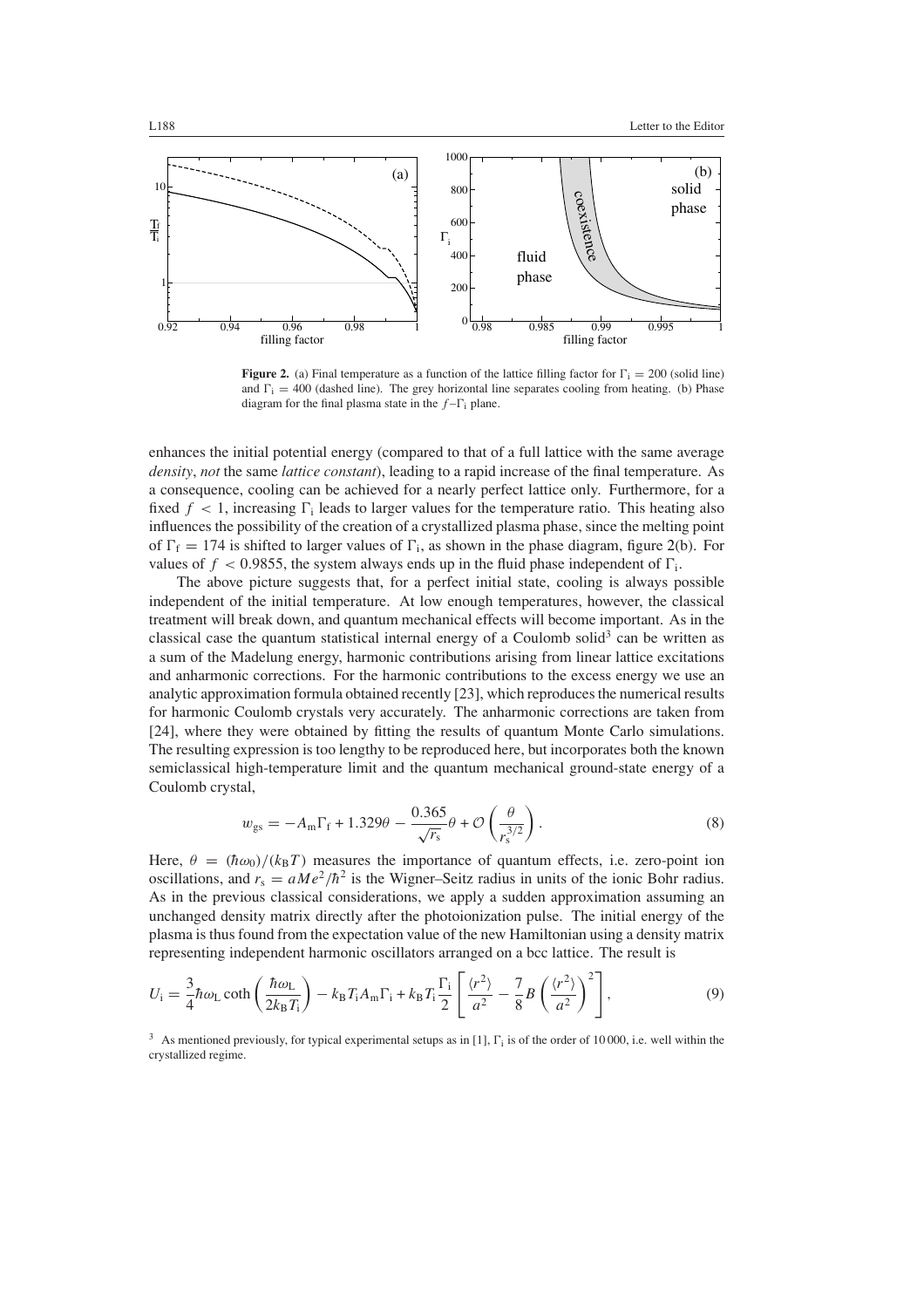**Figure 2.** (a) Final temperature as a function of the lattice filling factor for $\Gamma_\mathrm{i} = 200$ (solid line) and $\Gamma_\mathrm{i} = 400$ (dashed line). The grey horizontal line separates cooling from heating. (b) Phase diagram for the final plasma state in the $f$–$\Gamma_\mathrm{i}$ plane.

enhances the initial potential energy (compared to that of a full lattice with the same average *density*, *not* the same *lattice constant*), leading to a rapid increase of the final temperature. As a consequence, cooling can be achieved for a nearly perfect lattice only. Furthermore, for a fixed $f < 1$, increasing $\Gamma_\mathrm{i}$ leads to larger values for the temperature ratio. This heating also influences the possibility of the creation of a crystallized plasma phase, since the melting point of $\Gamma_\mathrm{f} = 174$ is shifted to larger values of $\Gamma_\mathrm{i}$, as shown in the phase diagram, figure 2(b). For values of $f < 0.9855$, the system always ends up in the fluid phase independent of $\Gamma_\mathrm{i}$.

The above picture suggests that, for a perfect initial state, cooling is always possible independent of the initial temperature. At low enough temperatures, however, the classical treatment will break down, and quantum mechanical effects will become important. As in the classical case the quantum statistical internal energy of a Coulomb solid[3] can be written as a sum of the Madelung energy, harmonic contributions arising from linear lattice excitations and anharmonic corrections. For the harmonic contributions to the excess energy we use an analytic approximation formula obtained recently [23], which reproduces the numerical results for harmonic Coulomb crystals very accurately. The anharmonic corrections are taken from [24], where they were obtained by fitting the results of quantum Monte Carlo simulations. The resulting expression is too lengthy to be reproduced here, but incorporates both the known semiclassical high-temperature limit and the quantum mechanical ground-state energy of a Coulomb crystal,

$$w_\mathrm{gs} = -A_\mathrm{m}\Gamma_\mathrm{f} + 1.329\theta - \frac{0.365}{\sqrt{r_\mathrm{s}}}\theta + \mathcal{O}\left(\frac{\theta}{r_\mathrm{s}^{3/2}}\right). \tag{8}$$

Here, $\theta = (\hbar\omega_0)/(k_\mathrm{B}T)$ measures the importance of quantum effects, i.e. zero-point ion oscillations, and $r_\mathrm{s} = aMe^2/\hbar^2$ is the Wigner–Seitz radius in units of the ionic Bohr radius. As in the previous classical considerations, we apply a sudden approximation assuming an unchanged density matrix directly after the photoionization pulse. The initial energy of the plasma is thus found from the expectation value of the new Hamiltonian using a density matrix representing independent harmonic oscillators arranged on a bcc lattice. The result is

$$U_\mathrm{i} = \frac{3}{4}\hbar\omega_\mathrm{L}\coth\left(\frac{\hbar\omega_\mathrm{L}}{2k_\mathrm{B}T_\mathrm{i}}\right) - k_\mathrm{B}T_\mathrm{i}A_\mathrm{m}\Gamma_\mathrm{i} + k_\mathrm{B}T_\mathrm{i}\frac{\Gamma_\mathrm{i}}{2}\left[\frac{\langle r^2\rangle}{a^2} - \frac{7}{8}B\left(\frac{\langle r^2\rangle}{a^2}\right)^2\right], \tag{9}$$

[3] As mentioned previously, for typical experimental setups as in [1], $\Gamma_\mathrm{i}$ is of the order of 10 000, i.e. well within the crystallized regime.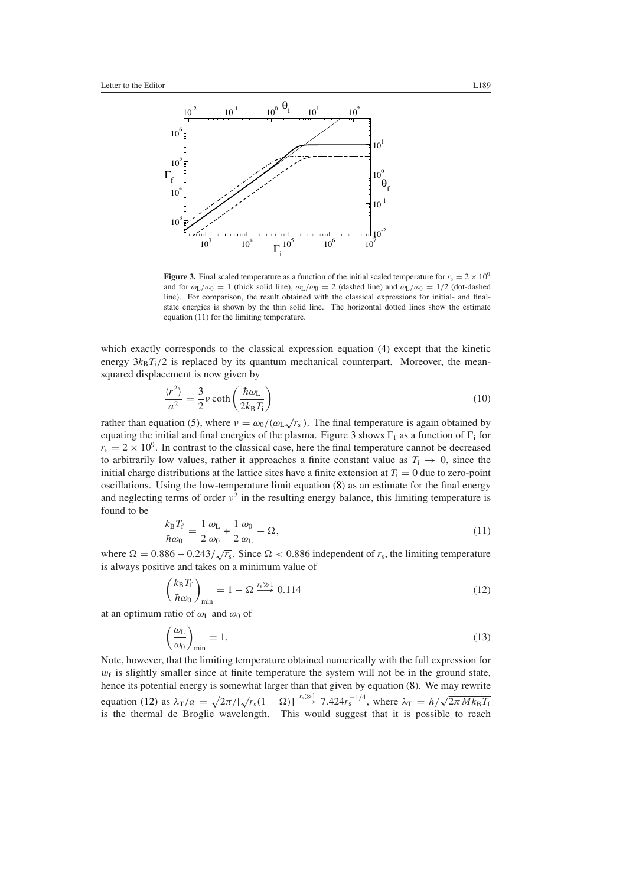**Figure 3.** Final scaled temperature as a function of the initial scaled temperature for $r_s = 2 \times 10^9$ and for $\omega_L/\omega_0 = 1$ (thick solid line), $\omega_L/\omega_0 = 2$ (dashed line) and $\omega_L/\omega_0 = 1/2$ (dot-dashed line). For comparison, the result obtained with the classical expressions for initial- and final-state energies is shown by the thin solid line. The horizontal dotted lines show the estimate equation (11) for the limiting temperature.

which exactly corresponds to the classical expression equation (4) except that the kinetic energy $3k_BT_i/2$ is replaced by its quantum mechanical counterpart. Moreover, the mean-squared displacement is now given by

$$\frac{\langle r^2 \rangle}{a^2} = \frac{3}{2}\nu \coth\left(\frac{\hbar\omega_L}{2k_BT_i}\right) \tag{10}$$

rather than equation (5), where $\nu = \omega_0/(\omega_L\sqrt{r_s})$. The final temperature is again obtained by equating the initial and final energies of the plasma. Figure 3 shows $\Gamma_f$ as a function of $\Gamma_i$ for $r_s = 2 \times 10^9$. In contrast to the classical case, here the final temperature cannot be decreased to arbitrarily low values, rather it approaches a finite constant value as $T_i \to 0$, since the initial charge distributions at the lattice sites have a finite extension at $T_i = 0$ due to zero-point oscillations. Using the low-temperature limit equation (8) as an estimate for the final energy and neglecting terms of order $\nu^2$ in the resulting energy balance, this limiting temperature is found to be

$$\frac{k_BT_f}{\hbar\omega_0} = \frac{1}{2}\frac{\omega_L}{\omega_0} + \frac{1}{2}\frac{\omega_0}{\omega_L} - \Omega, \tag{11}$$

where $\Omega = 0.886 - 0.243/\sqrt{r_s}$. Since $\Omega < 0.886$ independent of $r_s$, the limiting temperature is always positive and takes on a minimum value of

$$\left(\frac{k_BT_f}{\hbar\omega_0}\right)_{\min} = 1 - \Omega \xrightarrow{r_s \gg 1} 0.114 \tag{12}$$

at an optimum ratio of $\omega_L$ and $\omega_0$ of

$$\left(\frac{\omega_L}{\omega_0}\right)_{\min} = 1. \tag{13}$$

Note, however, that the limiting temperature obtained numerically with the full expression for $w_f$ is slightly smaller since at finite temperature the system will not be in the ground state, hence its potential energy is somewhat larger than that given by equation (8). We may rewrite equation (12) as $\lambda_T/a = \sqrt{2\pi/[\sqrt{r_s}(1-\Omega)]} \xrightarrow{r_s \gg 1} 7.424 r_s^{-1/4}$, where $\lambda_T = h/\sqrt{2\pi M k_B T_f}$ is the thermal de Broglie wavelength. This would suggest that it is possible to reach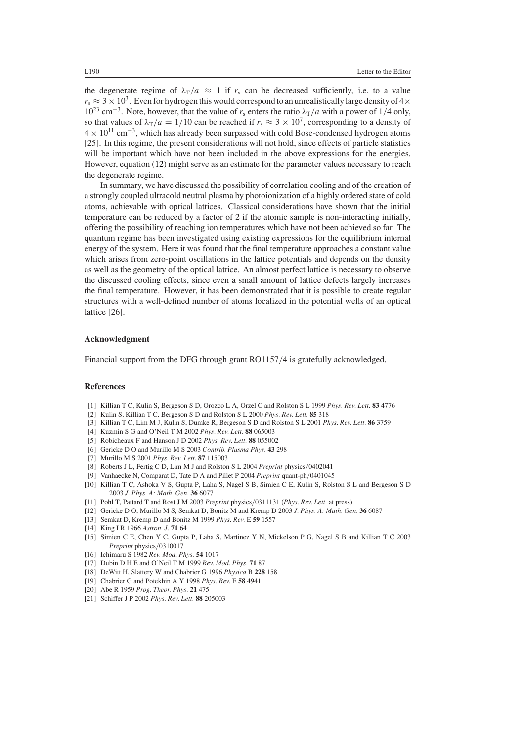the degenerate regime of $\lambda_T/a \approx 1$ if $r_s$ can be decreased sufficiently, i.e. to a value $r_s \approx 3 \times 10^3$. Even for hydrogen this would correspond to an unrealistically large density of $4 \times 10^{23}$ cm$^{-3}$. Note, however, that the value of $r_s$ enters the ratio $\lambda_T/a$ with a power of 1/4 only, so that values of $\lambda_T/a = 1/10$ can be reached if $r_s \approx 3 \times 10^7$, corresponding to a density of $4 \times 10^{11}$ cm$^{-3}$, which has already been surpassed with cold Bose-condensed hydrogen atoms [25]. In this regime, the present considerations will not hold, since effects of particle statistics will be important which have not been included in the above expressions for the energies. However, equation (12) might serve as an estimate for the parameter values necessary to reach the degenerate regime.

In summary, we have discussed the possibility of correlation cooling and of the creation of a strongly coupled ultracold neutral plasma by photoionization of a highly ordered state of cold atoms, achievable with optical lattices. Classical considerations have shown that the initial temperature can be reduced by a factor of 2 if the atomic sample is non-interacting initially, offering the possibility of reaching ion temperatures which have not been achieved so far. The quantum regime has been investigated using existing expressions for the equilibrium internal energy of the system. Here it was found that the final temperature approaches a constant value which arises from zero-point oscillations in the lattice potentials and depends on the density as well as the geometry of the optical lattice. An almost perfect lattice is necessary to observe the discussed cooling effects, since even a small amount of lattice defects largely increases the final temperature. However, it has been demonstrated that it is possible to create regular structures with a well-defined number of atoms localized in the potential wells of an optical lattice [26].

## Acknowledgment

Financial support from the DFG through grant RO1157/4 is gratefully acknowledged.

## References

[1] Killian T C, Kulin S, Bergeson S D, Orozco L A, Orzel C and Rolston S L 1999 *Phys. Rev. Lett.* **83** 4776
[2] Kulin S, Killian T C, Bergeson S D and Rolston S L 2000 *Phys. Rev. Lett.* **85** 318
[3] Killian T C, Lim M J, Kulin S, Dumke R, Bergeson S D and Rolston S L 2001 *Phys. Rev. Lett.* **86** 3759
[4] Kuzmin S G and O'Neil T M 2002 *Phys. Rev. Lett.* **88** 065003
[5] Robicheaux F and Hanson J D 2002 *Phys. Rev. Lett.* **88** 055002
[6] Gericke D O and Murillo M S 2003 *Contrib. Plasma Phys.* **43** 298
[7] Murillo M S 2001 *Phys. Rev. Lett.* **87** 115003
[8] Roberts J L, Fertig C D, Lim M J and Rolston S L 2004 *Preprint* physics/0402041
[9] Vanhaecke N, Comparat D, Tate D A and Pillet P 2004 *Preprint* quant-ph/0401045
[10] Killian T C, Ashoka V S, Gupta P, Laha S, Nagel S B, Simien C E, Kulin S, Rolston S L and Bergeson S D 2003 *J. Phys. A: Math. Gen.* **36** 6077
[11] Pohl T, Pattard T and Rost J M 2003 *Preprint* physics/0311131 (*Phys. Rev. Lett.* at press)
[12] Gericke D O, Murillo M S, Semkat D, Bonitz M and Kremp D 2003 *J. Phys. A: Math. Gen.* **36** 6087
[13] Semkat D, Kremp D and Bonitz M 1999 *Phys. Rev.* E **59** 1557
[14] King I R 1966 *Astron. J.* **71** 64
[15] Simien C E, Chen Y C, Gupta P, Laha S, Martinez Y N, Mickelson P G, Nagel S B and Killian T C 2003 *Preprint* physics/0310017
[16] Ichimaru S 1982 *Rev. Mod. Phys.* **54** 1017
[17] Dubin D H E and O'Neil T M 1999 *Rev. Mod. Phys.* **71** 87
[18] DeWitt H, Slattery W and Chabrier G 1996 *Physica* B **228** 158
[19] Chabrier G and Potekhin A Y 1998 *Phys. Rev.* E **58** 4941
[20] Abe R 1959 *Prog. Theor. Phys.* **21** 475
[21] Schiffer J P 2002 *Phys. Rev. Lett.* **88** 205003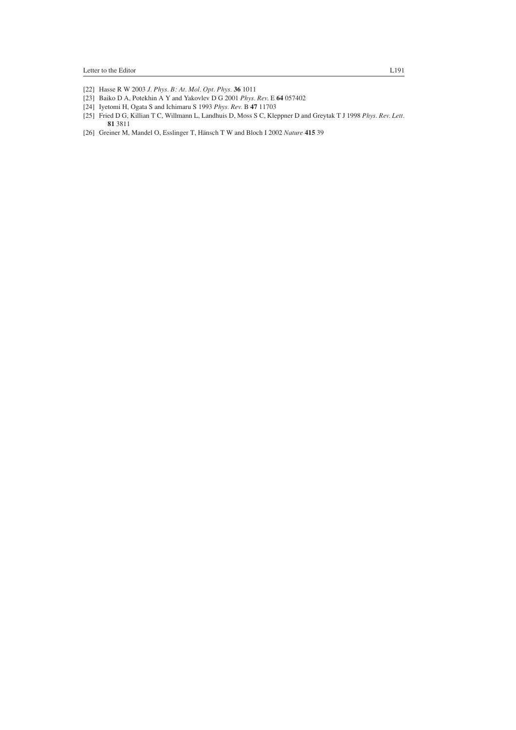[22] Hasse R W 2003 *J. Phys. B: At. Mol. Opt. Phys.* **36** 1011

[23] Baiko D A, Potekhin A Y and Yakovlev D G 2001 *Phys. Rev.* E **64** 057402

[24] Iyetomi H, Ogata S and Ichimaru S 1993 *Phys. Rev.* B **47** 11703

[25] Fried D G, Killian T C, Willmann L, Landhuis D, Moss S C, Kleppner D and Greytak T J 1998 *Phys. Rev. Lett.* **81** 3811

[26] Greiner M, Mandel O, Esslinger T, Hänsch T W and Bloch I 2002 *Nature* **415** 39